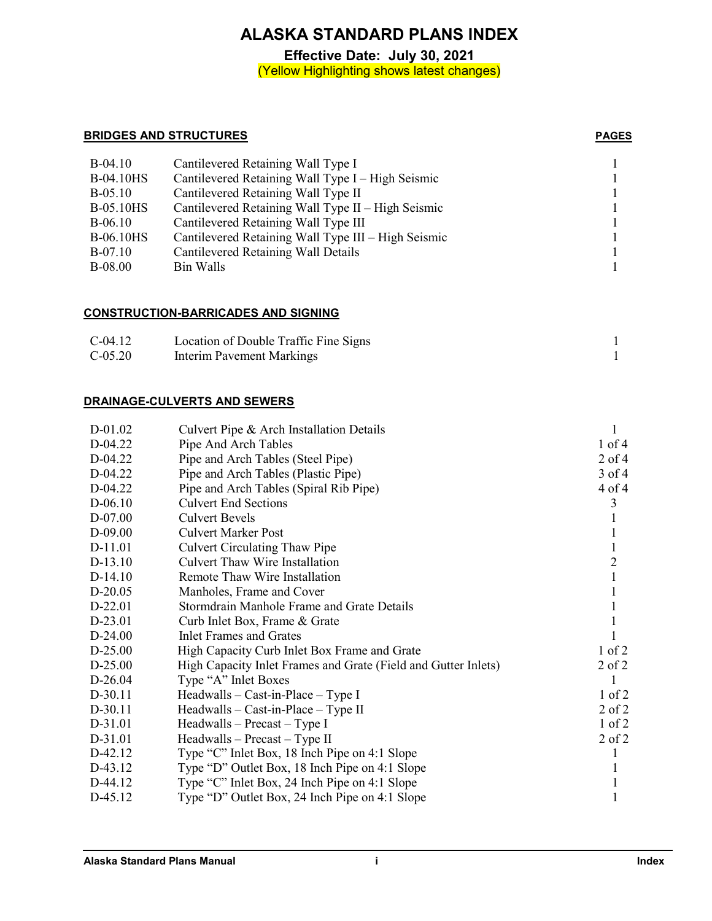# ALASKA STANDARD PLANS INDEX

**Effective Date: July 30, 2021**

(Yellow Highlighting shows latest changes)

## BRIDGES AND STRUCTURES

| | | PAGES |
|---|---|---|
| B-04.10 | Cantilevered Retaining Wall Type I | 1 |
| B-04.10HS | Cantilevered Retaining Wall Type I – High Seismic | 1 |
| B-05.10 | Cantilevered Retaining Wall Type II | 1 |
| B-05.10HS | Cantilevered Retaining Wall Type II – High Seismic | 1 |
| B-06.10 | Cantilevered Retaining Wall Type III | 1 |
| B-06.10HS | Cantilevered Retaining Wall Type III – High Seismic | 1 |
| B-07.10 | Cantilevered Retaining Wall Details | 1 |
| B-08.00 | Bin Walls | 1 |

## CONSTRUCTION-BARRICADES AND SIGNING

| | | |
|---|---|---|
| C-04.12 | Location of Double Traffic Fine Signs | 1 |
| C-05.20 | Interim Pavement Markings | 1 |

## DRAINAGE-CULVERTS AND SEWERS

| | | |
|---|---|---|
| D-01.02 | Culvert Pipe & Arch Installation Details | 1 |
| D-04.22 | Pipe And Arch Tables | 1 of 4 |
| D-04.22 | Pipe and Arch Tables (Steel Pipe) | 2 of 4 |
| D-04.22 | Pipe and Arch Tables (Plastic Pipe) | 3 of 4 |
| D-04.22 | Pipe and Arch Tables (Spiral Rib Pipe) | 4 of 4 |
| D-06.10 | Culvert End Sections | 3 |
| D-07.00 | Culvert Bevels | 1 |
| D-09.00 | Culvert Marker Post | 1 |
| D-11.01 | Culvert Circulating Thaw Pipe | 1 |
| D-13.10 | Culvert Thaw Wire Installation | 2 |
| D-14.10 | Remote Thaw Wire Installation | 1 |
| D-20.05 | Manholes, Frame and Cover | 1 |
| D-22.01 | Stormdrain Manhole Frame and Grate Details | 1 |
| D-23.01 | Curb Inlet Box, Frame & Grate | 1 |
| D-24.00 | Inlet Frames and Grates | 1 |
| D-25.00 | High Capacity Curb Inlet Box Frame and Grate | 1 of 2 |
| D-25.00 | High Capacity Inlet Frames and Grate (Field and Gutter Inlets) | 2 of 2 |
| D-26.04 | Type "A" Inlet Boxes | 1 |
| D-30.11 | Headwalls – Cast-in-Place – Type I | 1 of 2 |
| D-30.11 | Headwalls – Cast-in-Place – Type II | 2 of 2 |
| D-31.01 | Headwalls – Precast – Type I | 1 of 2 |
| D-31.01 | Headwalls – Precast – Type II | 2 of 2 |
| D-42.12 | Type "C" Inlet Box, 18 Inch Pipe on 4:1 Slope | 1 |
| D-43.12 | Type "D" Outlet Box, 18 Inch Pipe on 4:1 Slope | 1 |
| D-44.12 | Type "C" Inlet Box, 24 Inch Pipe on 4:1 Slope | 1 |
| D-45.12 | Type "D" Outlet Box, 24 Inch Pipe on 4:1 Slope | 1 |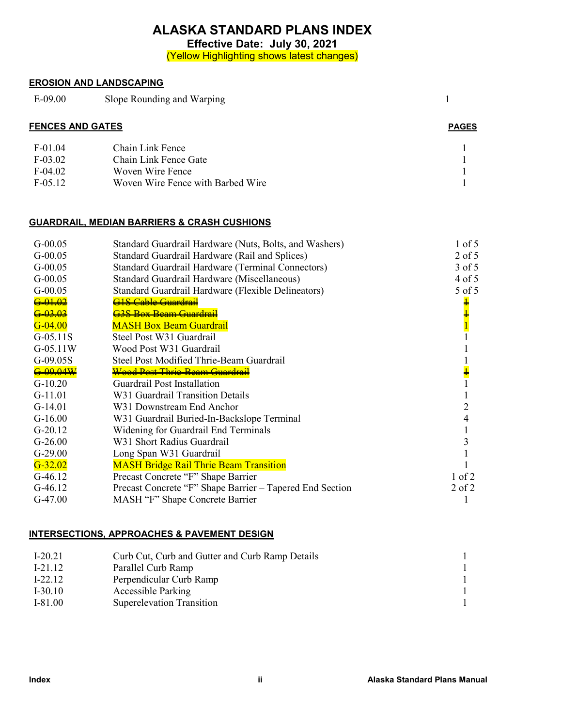# ALASKA STANDARD PLANS INDEX

**Effective Date: July 30, 2021**

(Yellow Highlighting shows latest changes)

## EROSION AND LANDSCAPING

| | | |
|---|---|---|
| E-09.00 | Slope Rounding and Warping | 1 |

## FENCES AND GATES

| | | PAGES |
|---|---|---|
| F-01.04 | Chain Link Fence | 1 |
| F-03.02 | Chain Link Fence Gate | 1 |
| F-04.02 | Woven Wire Fence | 1 |
| F-05.12 | Woven Wire Fence with Barbed Wire | 1 |

## GUARDRAIL, MEDIAN BARRIERS & CRASH CUSHIONS

| | | |
|---|---|---|
| G-00.05 | Standard Guardrail Hardware (Nuts, Bolts, and Washers) | 1 of 5 |
| G-00.05 | Standard Guardrail Hardware (Rail and Splices) | 2 of 5 |
| G-00.05 | Standard Guardrail Hardware (Terminal Connectors) | 3 of 5 |
| G-00.05 | Standard Guardrail Hardware (Miscellaneous) | 4 of 5 |
| G-00.05 | Standard Guardrail Hardware (Flexible Delineators) | 5 of 5 |
| ~~G-01.02~~ | ~~G1S Cable Guardrail~~ | ~~1~~ |
| ~~G-03.03~~ | ~~G3S Box Beam Guardrail~~ | ~~1~~ |
| G-04.00 | MASH Box Beam Guardrail | 1 |
| G-05.11S | Steel Post W31 Guardrail | 1 |
| G-05.11W | Wood Post W31 Guardrail | 1 |
| G-09.05S | Steel Post Modified Thrie-Beam Guardrail | 1 |
| ~~G-09.04W~~ | ~~Wood Post Thrie-Beam Guardrail~~ | ~~1~~ |
| G-10.20 | Guardrail Post Installation | 1 |
| G-11.01 | W31 Guardrail Transition Details | 1 |
| G-14.01 | W31 Downstream End Anchor | 2 |
| G-16.00 | W31 Guardrail Buried-In-Backslope Terminal | 4 |
| G-20.12 | Widening for Guardrail End Terminals | 1 |
| G-26.00 | W31 Short Radius Guardrail | 3 |
| G-29.00 | Long Span W31 Guardrail | 1 |
| G-32.02 | MASH Bridge Rail Thrie Beam Transition | 1 |
| G-46.12 | Precast Concrete "F" Shape Barrier | 1 of 2 |
| G-46.12 | Precast Concrete "F" Shape Barrier – Tapered End Section | 2 of 2 |
| G-47.00 | MASH "F" Shape Concrete Barrier | 1 |

## INTERSECTIONS, APPROACHES & PAVEMENT DESIGN

| | | |
|---|---|---|
| I-20.21 | Curb Cut, Curb and Gutter and Curb Ramp Details | 1 |
| I-21.12 | Parallel Curb Ramp | 1 |
| I-22.12 | Perpendicular Curb Ramp | 1 |
| I-30.10 | Accessible Parking | 1 |
| I-81.00 | Superelevation Transition | 1 |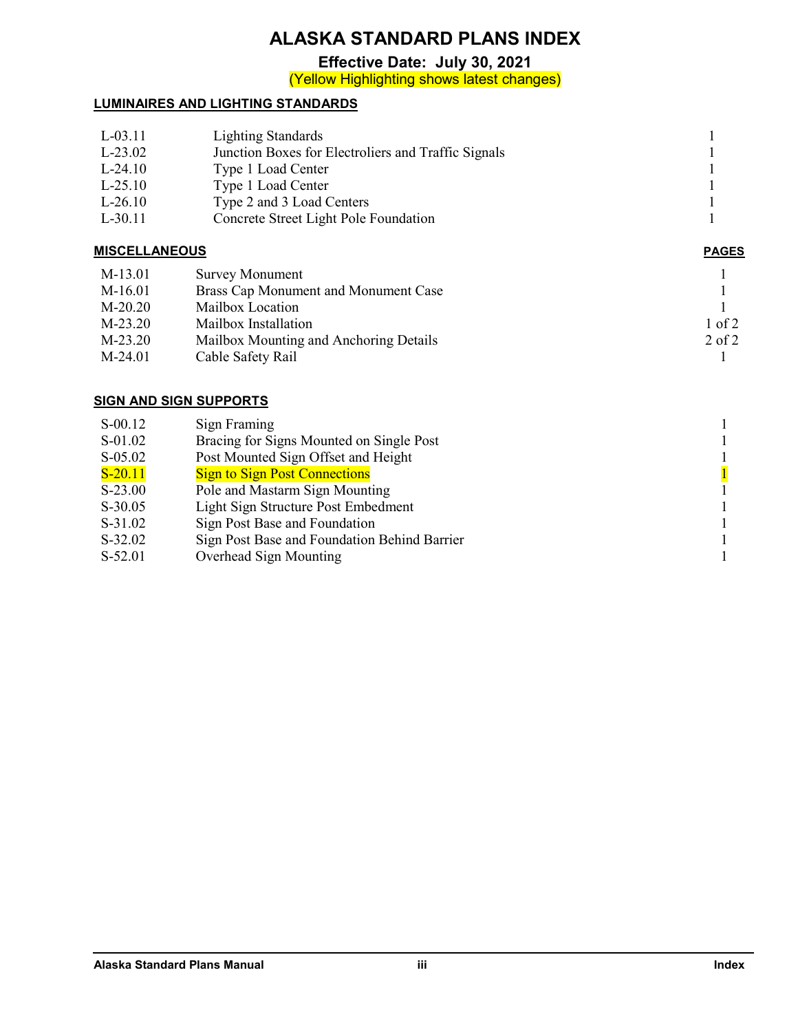# ALASKA STANDARD PLANS INDEX

## Effective Date: July 30, 2021

(Yellow Highlighting shows latest changes)

### LUMINAIRES AND LIGHTING STANDARDS

| | | |
|---|---|---|
| L-03.11 | Lighting Standards | 1 |
| L-23.02 | Junction Boxes for Electroliers and Traffic Signals | 1 |
| L-24.10 | Type 1 Load Center | 1 |
| L-25.10 | Type 1 Load Center | 1 |
| L-26.10 | Type 2 and 3 Load Centers | 1 |
| L-30.11 | Concrete Street Light Pole Foundation | 1 |

### MISCELLANEOUS

| | | PAGES |
|---|---|---|
| M-13.01 | Survey Monument | 1 |
| M-16.01 | Brass Cap Monument and Monument Case | 1 |
| M-20.20 | Mailbox Location | 1 |
| M-23.20 | Mailbox Installation | 1 of 2 |
| M-23.20 | Mailbox Mounting and Anchoring Details | 2 of 2 |
| M-24.01 | Cable Safety Rail | 1 |

### SIGN AND SIGN SUPPORTS

| | | |
|---|---|---|
| S-00.12 | Sign Framing | 1 |
| S-01.02 | Bracing for Signs Mounted on Single Post | 1 |
| S-05.02 | Post Mounted Sign Offset and Height | 1 |
| S-20.11 | Sign to Sign Post Connections | 1 |
| S-23.00 | Pole and Mastarm Sign Mounting | 1 |
| S-30.05 | Light Sign Structure Post Embedment | 1 |
| S-31.02 | Sign Post Base and Foundation | 1 |
| S-32.02 | Sign Post Base and Foundation Behind Barrier | 1 |
| S-52.01 | Overhead Sign Mounting | 1 |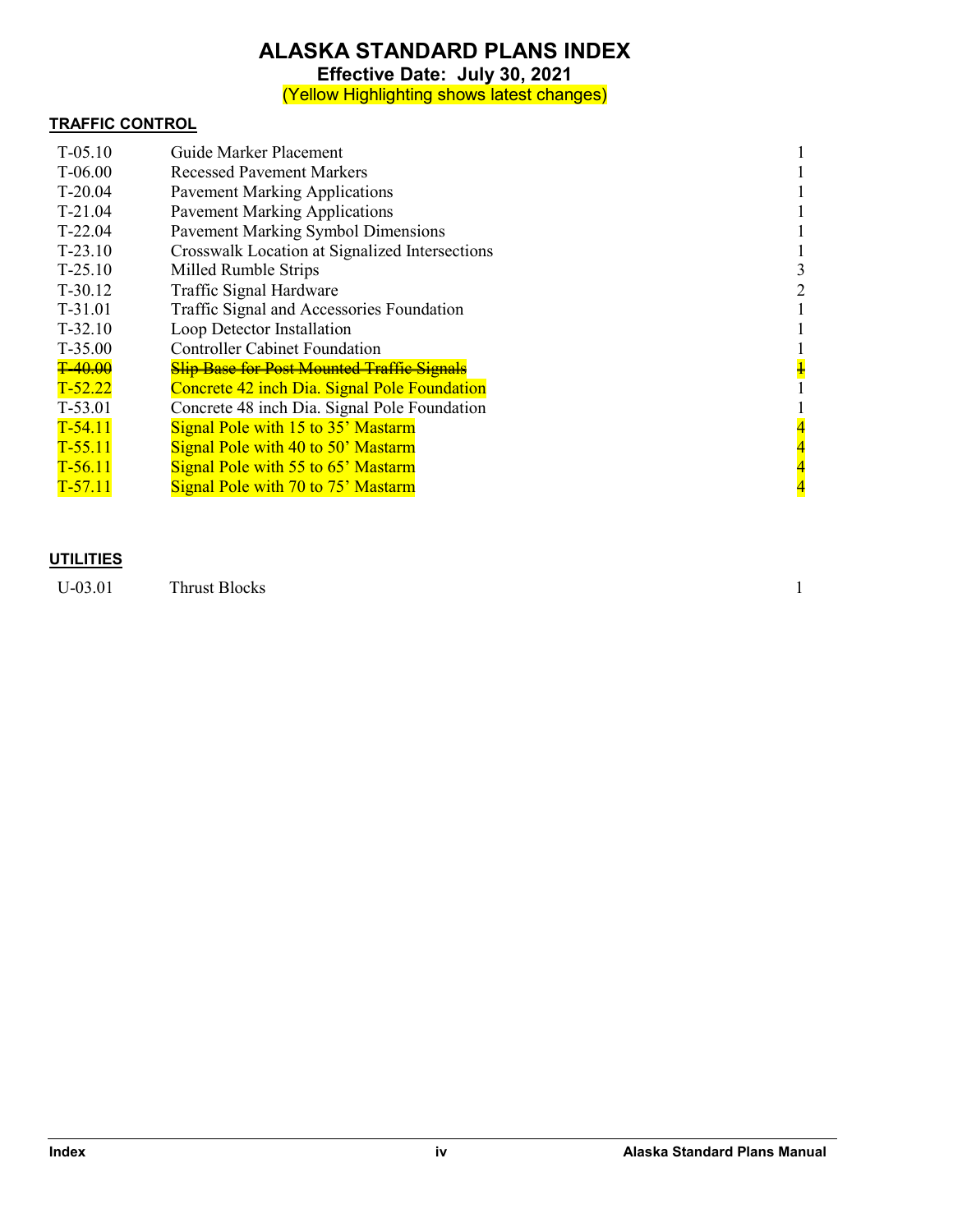# ALASKA STANDARD PLANS INDEX

**Effective Date: July 30, 2021**

(Yellow Highlighting shows latest changes)

**TRAFFIC CONTROL**

| | | |
|---|---|---|
| T-05.10 | Guide Marker Placement | 1 |
| T-06.00 | Recessed Pavement Markers | 1 |
| T-20.04 | Pavement Marking Applications | 1 |
| T-21.04 | Pavement Marking Applications | 1 |
| T-22.04 | Pavement Marking Symbol Dimensions | 1 |
| T-23.10 | Crosswalk Location at Signalized Intersections | 1 |
| T-25.10 | Milled Rumble Strips | 3 |
| T-30.12 | Traffic Signal Hardware | 2 |
| T-31.01 | Traffic Signal and Accessories Foundation | 1 |
| T-32.10 | Loop Detector Installation | 1 |
| T-35.00 | Controller Cabinet Foundation | 1 |
| ~~T-40.00~~ | ~~Slip Base for Post Mounted Traffic Signals~~ | ~~1~~ |
| T-52.22 | Concrete 42 inch Dia. Signal Pole Foundation | 1 |
| T-53.01 | Concrete 48 inch Dia. Signal Pole Foundation | 1 |
| T-54.11 | Signal Pole with 15 to 35' Mastarm | 4 |
| T-55.11 | Signal Pole with 40 to 50' Mastarm | 4 |
| T-56.11 | Signal Pole with 55 to 65' Mastarm | 4 |
| T-57.11 | Signal Pole with 70 to 75' Mastarm | 4 |

**UTILITIES**

| | | |
|---|---|---|
| U-03.01 | Thrust Blocks | 1 |